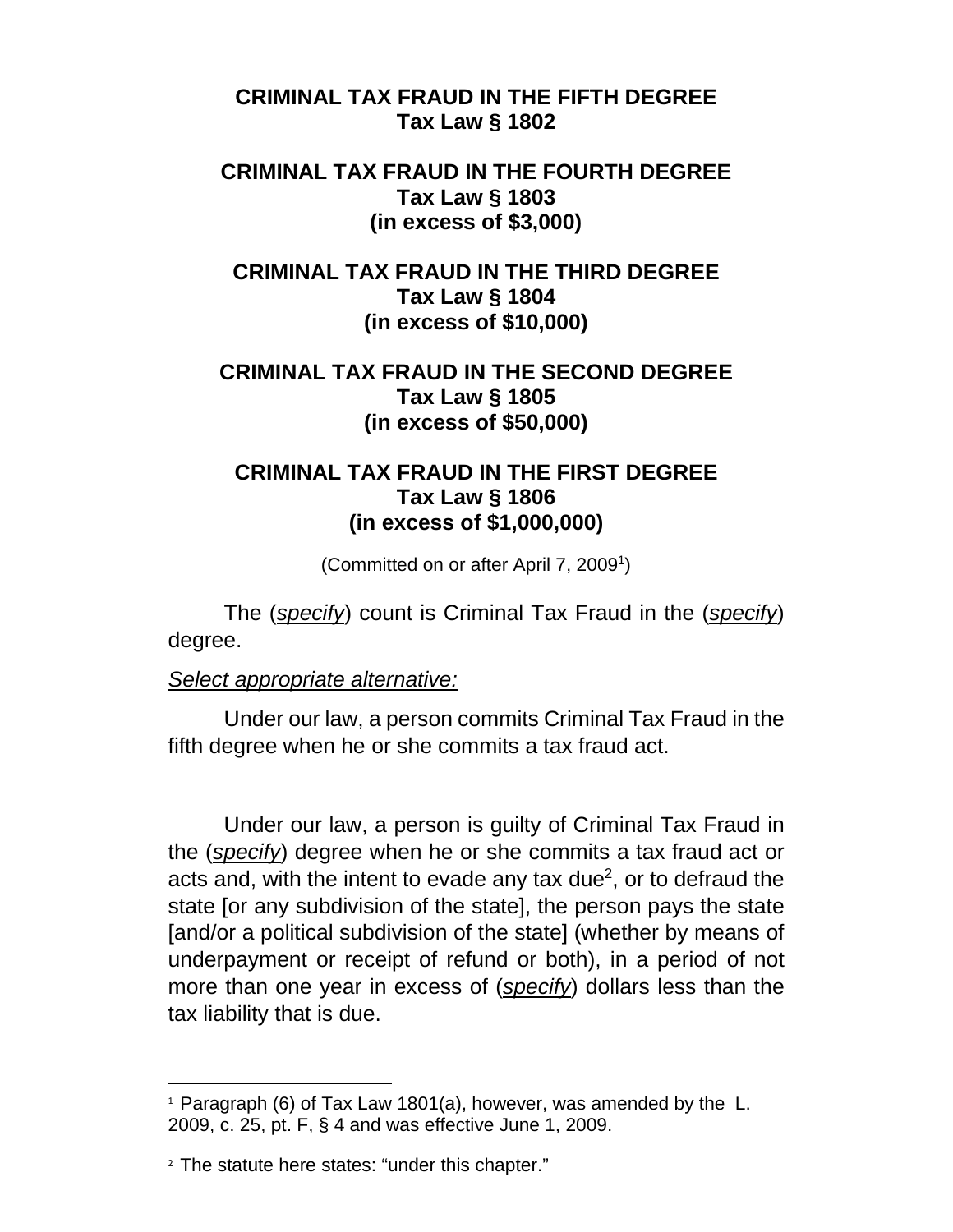**CRIMINAL TAX FRAUD IN THE FIFTH DEGREE**
**Tax Law § 1802**

**CRIMINAL TAX FRAUD IN THE FOURTH DEGREE**
**Tax Law § 1803**
**(in excess of $3,000)**

**CRIMINAL TAX FRAUD IN THE THIRD DEGREE**
**Tax Law § 1804**
**(in excess of $10,000)**

**CRIMINAL TAX FRAUD IN THE SECOND DEGREE**
**Tax Law § 1805**
**(in excess of $50,000)**

**CRIMINAL TAX FRAUD IN THE FIRST DEGREE**
**Tax Law § 1806**
**(in excess of $1,000,000)**

(Committed on or after April 7, 2009[1])

The (*specify*) count is Criminal Tax Fraud in the (*specify*) degree.

*Select appropriate alternative:*

Under our law, a person commits Criminal Tax Fraud in the fifth degree when he or she commits a tax fraud act.

Under our law, a person is guilty of Criminal Tax Fraud in the (*specify*) degree when he or she commits a tax fraud act or acts and, with the intent to evade any tax due[2], or to defraud the state [or any subdivision of the state], the person pays the state [and/or a political subdivision of the state] (whether by means of underpayment or receipt of refund or both), in a period of not more than one year in excess of (*specify*) dollars less than the tax liability that is due.

---

[1] Paragraph (6) of Tax Law 1801(a), however, was amended by the L. 2009, c. 25, pt. F, § 4 and was effective June 1, 2009.

[2] The statute here states: "under this chapter."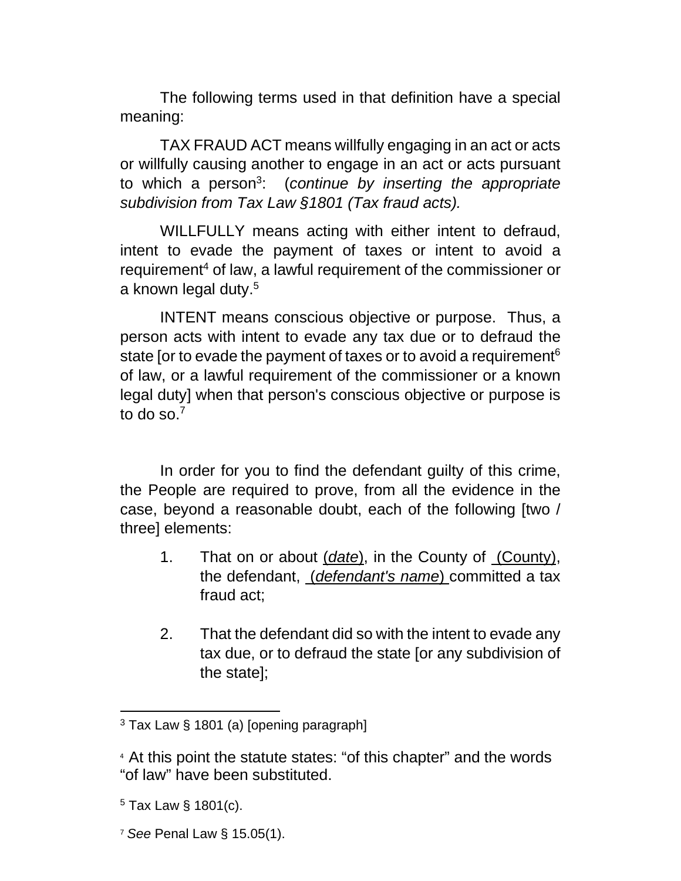The following terms used in that definition have a special meaning:

TAX FRAUD ACT means willfully engaging in an act or acts or willfully causing another to engage in an act or acts pursuant to which a person[3]: (*continue by inserting the appropriate subdivision from Tax Law §1801 (Tax fraud acts).*

WILLFULLY means acting with either intent to defraud, intent to evade the payment of taxes or intent to avoid a requirement[4] of law, a lawful requirement of the commissioner or a known legal duty.[5]

INTENT means conscious objective or purpose. Thus, a person acts with intent to evade any tax due or to defraud the state [or to evade the payment of taxes or to avoid a requirement[6] of law, or a lawful requirement of the commissioner or a known legal duty] when that person's conscious objective or purpose is to do so.[7]

In order for you to find the defendant guilty of this crime, the People are required to prove, from all the evidence in the case, beyond a reasonable doubt, each of the following [two / three] elements:

1. That on or about (*date*), in the County of (County), the defendant, (*defendant's name*) committed a tax fraud act;

2. That the defendant did so with the intent to evade any tax due, or to defraud the state [or any subdivision of the state];

---

[3] Tax Law § 1801 (a) [opening paragraph]

[4] At this point the statute states: "of this chapter" and the words "of law" have been substituted.

[5] Tax Law § 1801(c).

[7] *See* Penal Law § 15.05(1).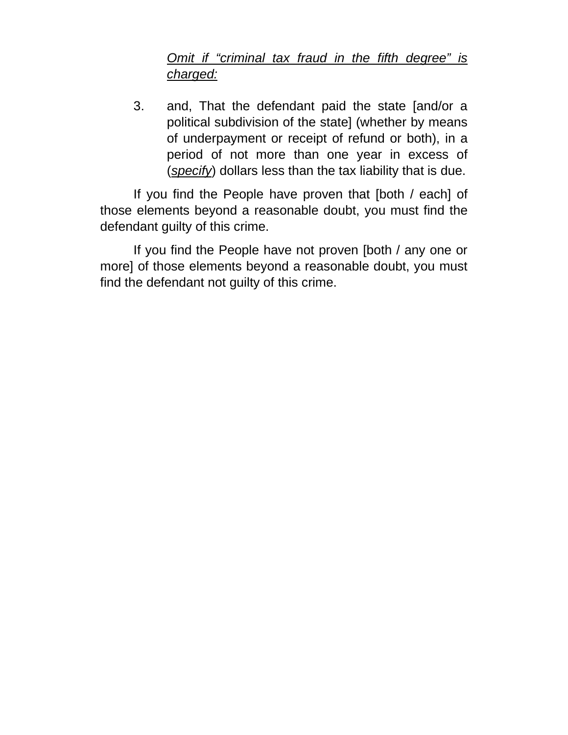*Omit if "criminal tax fraud in the fifth degree" is charged:*

3. and, That the defendant paid the state [and/or a political subdivision of the state] (whether by means of underpayment or receipt of refund or both), in a period of not more than one year in excess of (*specify*) dollars less than the tax liability that is due.

If you find the People have proven that [both / each] of those elements beyond a reasonable doubt, you must find the defendant guilty of this crime.

If you find the People have not proven [both / any one or more] of those elements beyond a reasonable doubt, you must find the defendant not guilty of this crime.